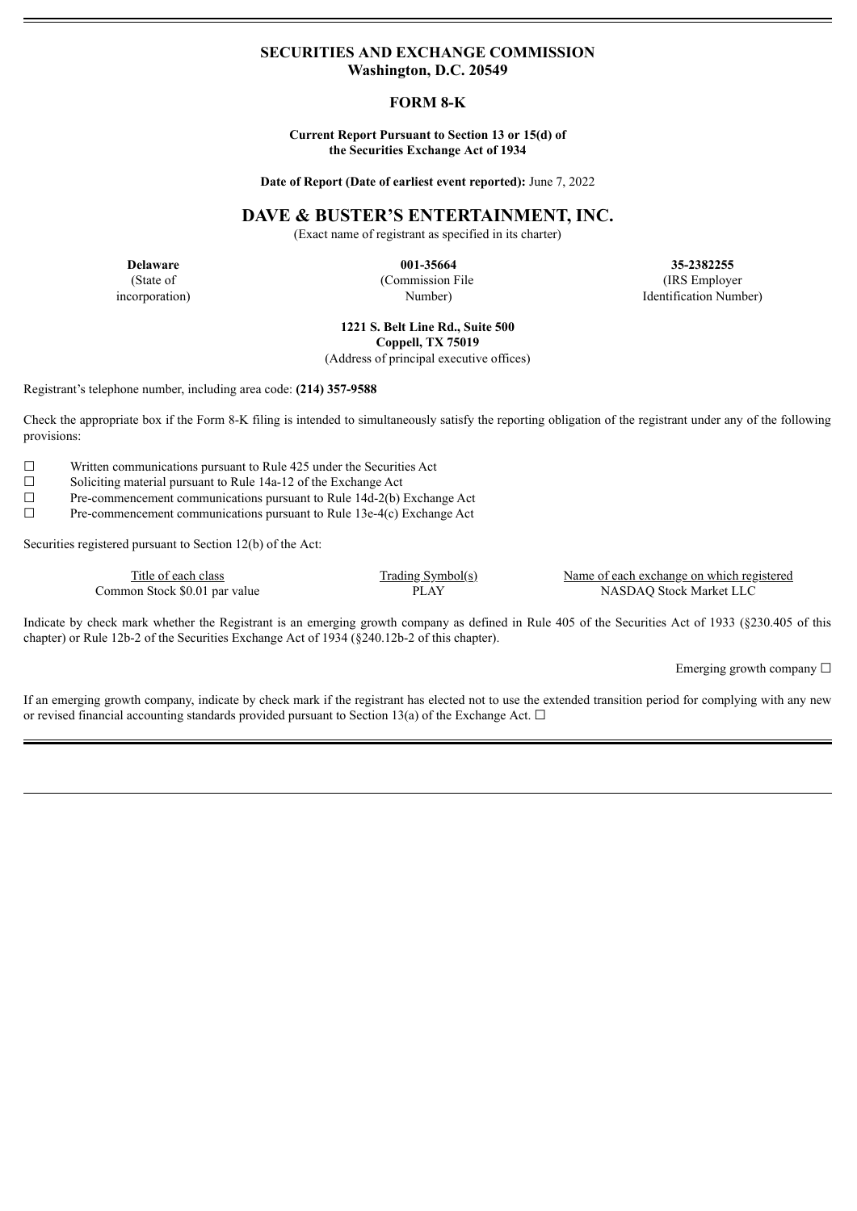**SECURITIES AND EXCHANGE COMMISSION**
**Washington, D.C. 20549**

# FORM 8-K

**Current Report Pursuant to Section 13 or 15(d) of the Securities Exchange Act of 1934**

**Date of Report (Date of earliest event reported):** June 7, 2022

# DAVE & BUSTER'S ENTERTAINMENT, INC.

(Exact name of registrant as specified in its charter)

| **Delaware** | **001-35664** | **35-2382255** |
|---|---|---|
| (State of incorporation) | (Commission File Number) | (IRS Employer Identification Number) |

**1221 S. Belt Line Rd., Suite 500**
**Coppell, TX 75019**
(Address of principal executive offices)

Registrant's telephone number, including area code: **(214) 357-9588**

Check the appropriate box if the Form 8-K filing is intended to simultaneously satisfy the reporting obligation of the registrant under any of the following provisions:

☐ Written communications pursuant to Rule 425 under the Securities Act
☐ Soliciting material pursuant to Rule 14a-12 of the Exchange Act
☐ Pre-commencement communications pursuant to Rule 14d-2(b) Exchange Act
☐ Pre-commencement communications pursuant to Rule 13e-4(c) Exchange Act

Securities registered pursuant to Section 12(b) of the Act:

| Title of each class | Trading Symbol(s) | Name of each exchange on which registered |
|---|---|---|
| Common Stock $0.01 par value | PLAY | NASDAQ Stock Market LLC |

Indicate by check mark whether the Registrant is an emerging growth company as defined in Rule 405 of the Securities Act of 1933 (§230.405 of this chapter) or Rule 12b-2 of the Securities Exchange Act of 1934 (§240.12b-2 of this chapter).

Emerging growth company ☐

If an emerging growth company, indicate by check mark if the registrant has elected not to use the extended transition period for complying with any new or revised financial accounting standards provided pursuant to Section 13(a) of the Exchange Act. ☐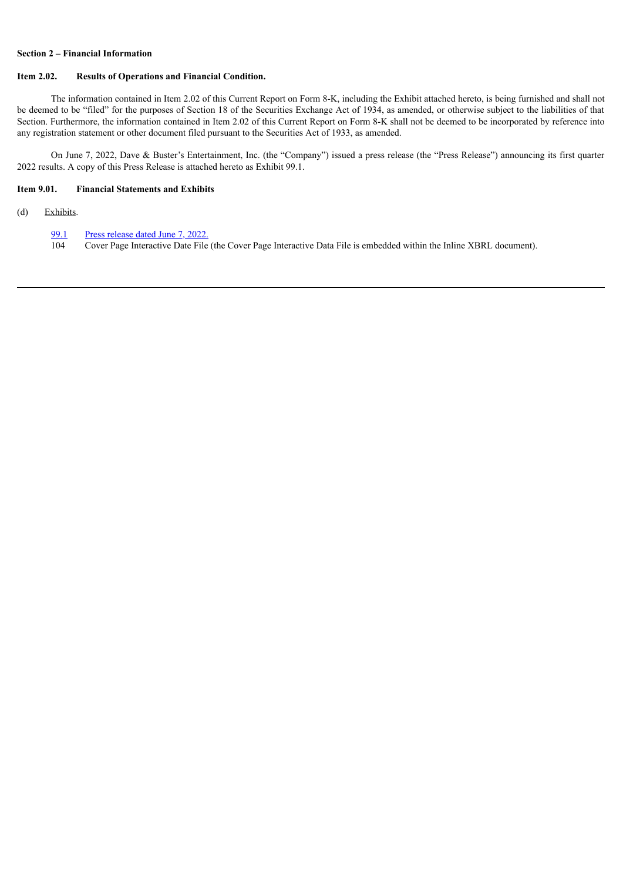**Section 2 – Financial Information**

**Item 2.02. Results of Operations and Financial Condition.**

The information contained in Item 2.02 of this Current Report on Form 8-K, including the Exhibit attached hereto, is being furnished and shall not be deemed to be "filed" for the purposes of Section 18 of the Securities Exchange Act of 1934, as amended, or otherwise subject to the liabilities of that Section. Furthermore, the information contained in Item 2.02 of this Current Report on Form 8-K shall not be deemed to be incorporated by reference into any registration statement or other document filed pursuant to the Securities Act of 1933, as amended.

On June 7, 2022, Dave & Buster's Entertainment, Inc. (the "Company") issued a press release (the "Press Release") announcing its first quarter 2022 results. A copy of this Press Release is attached hereto as Exhibit 99.1.

**Item 9.01. Financial Statements and Exhibits**

(d) Exhibits.

| | |
|---|---|
| 99.1 | Press release dated June 7, 2022. |
| 104 | Cover Page Interactive Date File (the Cover Page Interactive Data File is embedded within the Inline XBRL document). |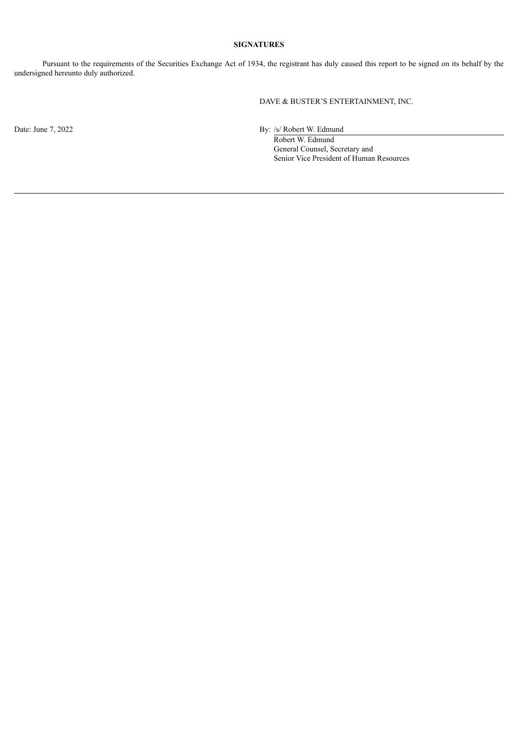**SIGNATURES**

Pursuant to the requirements of the Securities Exchange Act of 1934, the registrant has duly caused this report to be signed on its behalf by the undersigned hereunto duly authorized.

DAVE & BUSTER'S ENTERTAINMENT, INC.

Date: June 7, 2022

By: /s/ Robert W. Edmund
Robert W. Edmund
General Counsel, Secretary and
Senior Vice President of Human Resources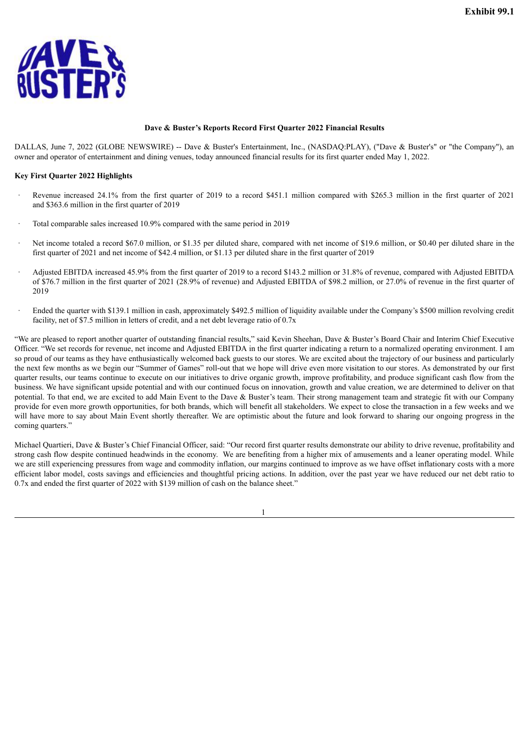**Exhibit 99.1**

## Dave & Buster's Reports Record First Quarter 2022 Financial Results

DALLAS, June 7, 2022 (GLOBE NEWSWIRE) -- Dave & Buster's Entertainment, Inc., (NASDAQ:PLAY), ("Dave & Buster's" or "the Company"), an owner and operator of entertainment and dining venues, today announced financial results for its first quarter ended May 1, 2022.

### Key First Quarter 2022 Highlights

- Revenue increased 24.1% from the first quarter of 2019 to a record $451.1 million compared with $265.3 million in the first quarter of 2021 and $363.6 million in the first quarter of 2019
- Total comparable sales increased 10.9% compared with the same period in 2019
- Net income totaled a record $67.0 million, or $1.35 per diluted share, compared with net income of $19.6 million, or $0.40 per diluted share in the first quarter of 2021 and net income of $42.4 million, or $1.13 per diluted share in the first quarter of 2019
- Adjusted EBITDA increased 45.9% from the first quarter of 2019 to a record $143.2 million or 31.8% of revenue, compared with Adjusted EBITDA of $76.7 million in the first quarter of 2021 (28.9% of revenue) and Adjusted EBITDA of $98.2 million, or 27.0% of revenue in the first quarter of 2019
- Ended the quarter with $139.1 million in cash, approximately $492.5 million of liquidity available under the Company's $500 million revolving credit facility, net of $7.5 million in letters of credit, and a net debt leverage ratio of 0.7x

"We are pleased to report another quarter of outstanding financial results," said Kevin Sheehan, Dave & Buster's Board Chair and Interim Chief Executive Officer. "We set records for revenue, net income and Adjusted EBITDA in the first quarter indicating a return to a normalized operating environment. I am so proud of our teams as they have enthusiastically welcomed back guests to our stores. We are excited about the trajectory of our business and particularly the next few months as we begin our "Summer of Games" roll-out that we hope will drive even more visitation to our stores. As demonstrated by our first quarter results, our teams continue to execute on our initiatives to drive organic growth, improve profitability, and produce significant cash flow from the business. We have significant upside potential and with our continued focus on innovation, growth and value creation, we are determined to deliver on that potential. To that end, we are excited to add Main Event to the Dave & Buster's team. Their strong management team and strategic fit with our Company provide for even more growth opportunities, for both brands, which will benefit all stakeholders. We expect to close the transaction in a few weeks and we will have more to say about Main Event shortly thereafter. We are optimistic about the future and look forward to sharing our ongoing progress in the coming quarters."

Michael Quartieri, Dave & Buster's Chief Financial Officer, said: "Our record first quarter results demonstrate our ability to drive revenue, profitability and strong cash flow despite continued headwinds in the economy. We are benefiting from a higher mix of amusements and a leaner operating model. While we are still experiencing pressures from wage and commodity inflation, our margins continued to improve as we have offset inflationary costs with a more efficient labor model, costs savings and efficiencies and thoughtful pricing actions. In addition, over the past year we have reduced our net debt ratio to 0.7x and ended the first quarter of 2022 with $139 million of cash on the balance sheet."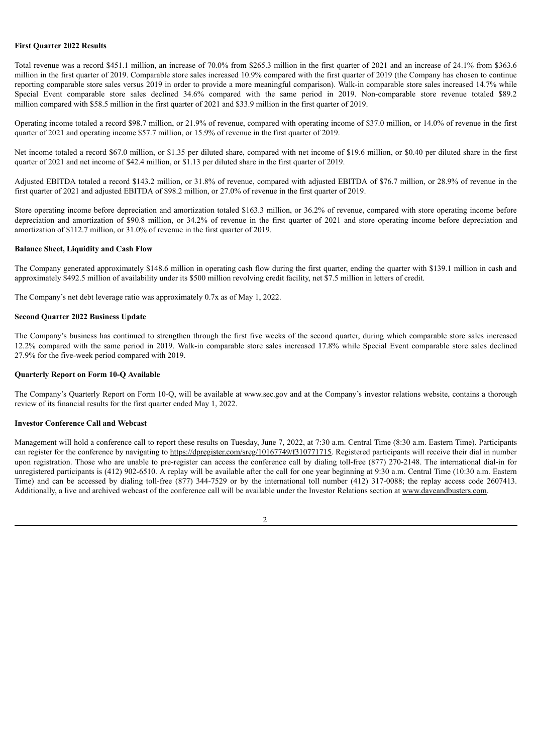**First Quarter 2022 Results**

Total revenue was a record $451.1 million, an increase of 70.0% from $265.3 million in the first quarter of 2021 and an increase of 24.1% from $363.6 million in the first quarter of 2019. Comparable store sales increased 10.9% compared with the first quarter of 2019 (the Company has chosen to continue reporting comparable store sales versus 2019 in order to provide a more meaningful comparison). Walk-in comparable store sales increased 14.7% while Special Event comparable store sales declined 34.6% compared with the same period in 2019. Non-comparable store revenue totaled $89.2 million compared with $58.5 million in the first quarter of 2021 and $33.9 million in the first quarter of 2019.

Operating income totaled a record $98.7 million, or 21.9% of revenue, compared with operating income of $37.0 million, or 14.0% of revenue in the first quarter of 2021 and operating income $57.7 million, or 15.9% of revenue in the first quarter of 2019.

Net income totaled a record $67.0 million, or $1.35 per diluted share, compared with net income of $19.6 million, or $0.40 per diluted share in the first quarter of 2021 and net income of $42.4 million, or $1.13 per diluted share in the first quarter of 2019.

Adjusted EBITDA totaled a record $143.2 million, or 31.8% of revenue, compared with adjusted EBITDA of $76.7 million, or 28.9% of revenue in the first quarter of 2021 and adjusted EBITDA of $98.2 million, or 27.0% of revenue in the first quarter of 2019.

Store operating income before depreciation and amortization totaled $163.3 million, or 36.2% of revenue, compared with store operating income before depreciation and amortization of $90.8 million, or 34.2% of revenue in the first quarter of 2021 and store operating income before depreciation and amortization of $112.7 million, or 31.0% of revenue in the first quarter of 2019.

**Balance Sheet, Liquidity and Cash Flow**

The Company generated approximately $148.6 million in operating cash flow during the first quarter, ending the quarter with $139.1 million in cash and approximately $492.5 million of availability under its $500 million revolving credit facility, net $7.5 million in letters of credit.

The Company's net debt leverage ratio was approximately 0.7x as of May 1, 2022.

**Second Quarter 2022 Business Update**

The Company's business has continued to strengthen through the first five weeks of the second quarter, during which comparable store sales increased 12.2% compared with the same period in 2019. Walk-in comparable store sales increased 17.8% while Special Event comparable store sales declined 27.9% for the five-week period compared with 2019.

**Quarterly Report on Form 10-Q Available**

The Company's Quarterly Report on Form 10-Q, will be available at www.sec.gov and at the Company's investor relations website, contains a thorough review of its financial results for the first quarter ended May 1, 2022.

**Investor Conference Call and Webcast**

Management will hold a conference call to report these results on Tuesday, June 7, 2022, at 7:30 a.m. Central Time (8:30 a.m. Eastern Time). Participants can register for the conference by navigating to https://dpregister.com/sreg/10167749/f310771715. Registered participants will receive their dial in number upon registration. Those who are unable to pre-register can access the conference call by dialing toll-free (877) 270-2148. The international dial-in for unregistered participants is (412) 902-6510. A replay will be available after the call for one year beginning at 9:30 a.m. Central Time (10:30 a.m. Eastern Time) and can be accessed by dialing toll-free (877) 344-7529 or by the international toll number (412) 317-0088; the replay access code 2607413. Additionally, a live and archived webcast of the conference call will be available under the Investor Relations section at www.daveandbusters.com.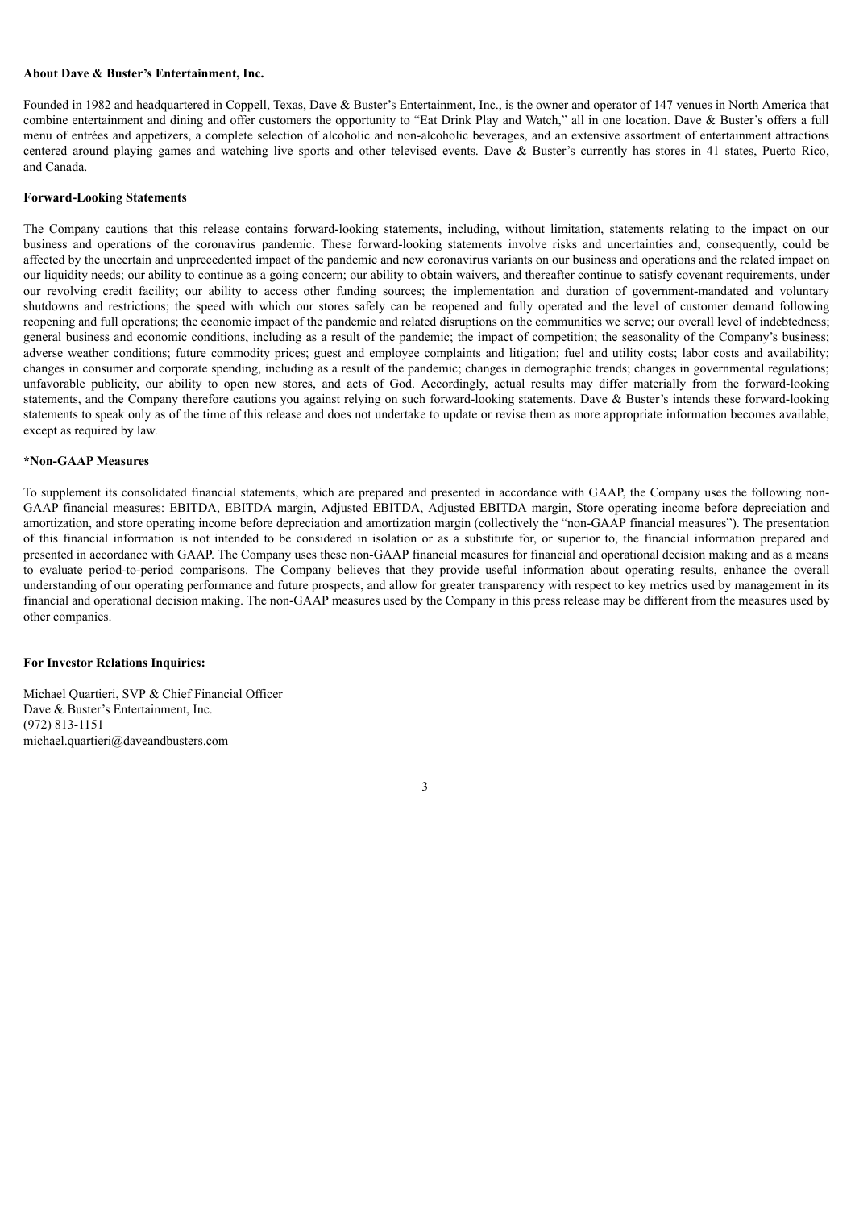**About Dave & Buster's Entertainment, Inc.**

Founded in 1982 and headquartered in Coppell, Texas, Dave & Buster's Entertainment, Inc., is the owner and operator of 147 venues in North America that combine entertainment and dining and offer customers the opportunity to "Eat Drink Play and Watch," all in one location. Dave & Buster's offers a full menu of entrées and appetizers, a complete selection of alcoholic and non-alcoholic beverages, and an extensive assortment of entertainment attractions centered around playing games and watching live sports and other televised events. Dave & Buster's currently has stores in 41 states, Puerto Rico, and Canada.

**Forward-Looking Statements**

The Company cautions that this release contains forward-looking statements, including, without limitation, statements relating to the impact on our business and operations of the coronavirus pandemic. These forward-looking statements involve risks and uncertainties and, consequently, could be affected by the uncertain and unprecedented impact of the pandemic and new coronavirus variants on our business and operations and the related impact on our liquidity needs; our ability to continue as a going concern; our ability to obtain waivers, and thereafter continue to satisfy covenant requirements, under our revolving credit facility; our ability to access other funding sources; the implementation and duration of government-mandated and voluntary shutdowns and restrictions; the speed with which our stores safely can be reopened and fully operated and the level of customer demand following reopening and full operations; the economic impact of the pandemic and related disruptions on the communities we serve; our overall level of indebtedness; general business and economic conditions, including as a result of the pandemic; the impact of competition; the seasonality of the Company's business; adverse weather conditions; future commodity prices; guest and employee complaints and litigation; fuel and utility costs; labor costs and availability; changes in consumer and corporate spending, including as a result of the pandemic; changes in demographic trends; changes in governmental regulations; unfavorable publicity, our ability to open new stores, and acts of God. Accordingly, actual results may differ materially from the forward-looking statements, and the Company therefore cautions you against relying on such forward-looking statements. Dave & Buster's intends these forward-looking statements to speak only as of the time of this release and does not undertake to update or revise them as more appropriate information becomes available, except as required by law.

**\*Non-GAAP Measures**

To supplement its consolidated financial statements, which are prepared and presented in accordance with GAAP, the Company uses the following non-GAAP financial measures: EBITDA, EBITDA margin, Adjusted EBITDA, Adjusted EBITDA margin, Store operating income before depreciation and amortization, and store operating income before depreciation and amortization margin (collectively the "non-GAAP financial measures"). The presentation of this financial information is not intended to be considered in isolation or as a substitute for, or superior to, the financial information prepared and presented in accordance with GAAP. The Company uses these non-GAAP financial measures for financial and operational decision making and as a means to evaluate period-to-period comparisons. The Company believes that they provide useful information about operating results, enhance the overall understanding of our operating performance and future prospects, and allow for greater transparency with respect to key metrics used by management in its financial and operational decision making. The non-GAAP measures used by the Company in this press release may be different from the measures used by other companies.

**For Investor Relations Inquiries:**

Michael Quartieri, SVP & Chief Financial Officer
Dave & Buster's Entertainment, Inc.
(972) 813-1151
michael.quartieri@daveandbusters.com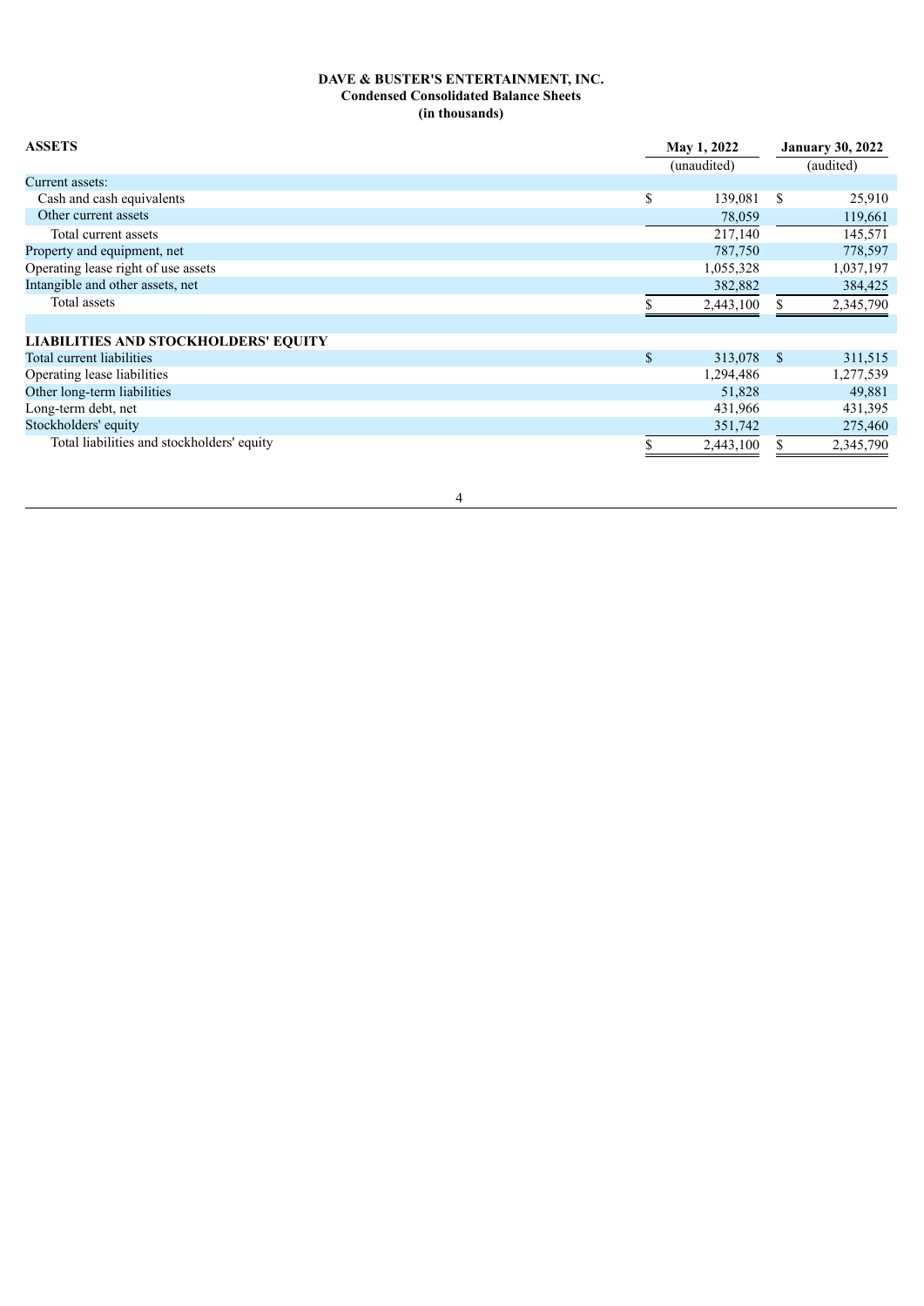**DAVE & BUSTER'S ENTERTAINMENT, INC.**
**Condensed Consolidated Balance Sheets**
**(in thousands)**

| ASSETS | May 1, 2022 | January 30, 2022 |
|---|---|---|
| | (unaudited) | (audited) |
| Current assets: | | |
| Cash and cash equivalents | $ 139,081 | $ 25,910 |
| Other current assets | 78,059 | 119,661 |
| Total current assets | 217,140 | 145,571 |
| Property and equipment, net | 787,750 | 778,597 |
| Operating lease right of use assets | 1,055,328 | 1,037,197 |
| Intangible and other assets, net | 382,882 | 384,425 |
| Total assets | $ 2,443,100 | $ 2,345,790 |
| | | |
| **LIABILITIES AND STOCKHOLDERS' EQUITY** | | |
| Total current liabilities | $ 313,078 | $ 311,515 |
| Operating lease liabilities | 1,294,486 | 1,277,539 |
| Other long-term liabilities | 51,828 | 49,881 |
| Long-term debt, net | 431,966 | 431,395 |
| Stockholders' equity | 351,742 | 275,460 |
| Total liabilities and stockholders' equity | $ 2,443,100 | $ 2,345,790 |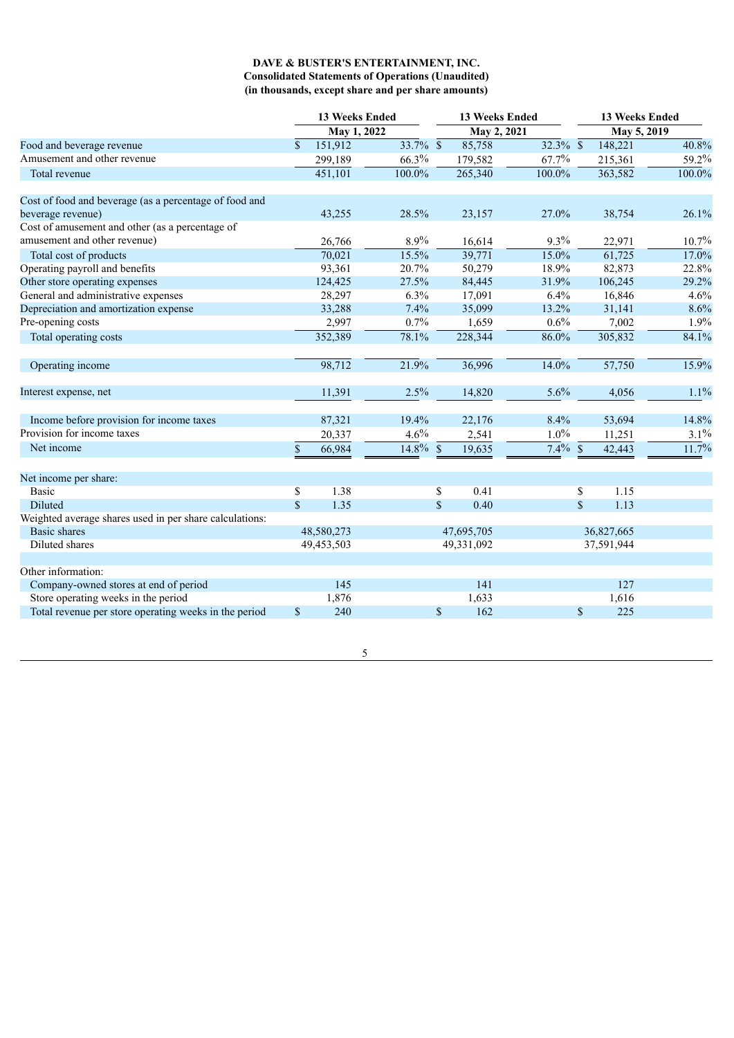**DAVE & BUSTER'S ENTERTAINMENT, INC.**
**Consolidated Statements of Operations (Unaudited)**
**(in thousands, except share and per share amounts)**

| | 13 Weeks Ended May 1, 2022 | | 13 Weeks Ended May 2, 2021 | | 13 Weeks Ended May 5, 2019 | |
|---|---|---|---|---|---|---|
| Food and beverage revenue | $ 151,912 | 33.7% | $ 85,758 | 32.3% | $ 148,221 | 40.8% |
| Amusement and other revenue | 299,189 | 66.3% | 179,582 | 67.7% | 215,361 | 59.2% |
| Total revenue | 451,101 | 100.0% | 265,340 | 100.0% | 363,582 | 100.0% |
| | | | | | | |
| Cost of food and beverage (as a percentage of food and beverage revenue) | 43,255 | 28.5% | 23,157 | 27.0% | 38,754 | 26.1% |
| Cost of amusement and other (as a percentage of amusement and other revenue) | 26,766 | 8.9% | 16,614 | 9.3% | 22,971 | 10.7% |
| Total cost of products | 70,021 | 15.5% | 39,771 | 15.0% | 61,725 | 17.0% |
| Operating payroll and benefits | 93,361 | 20.7% | 50,279 | 18.9% | 82,873 | 22.8% |
| Other store operating expenses | 124,425 | 27.5% | 84,445 | 31.9% | 106,245 | 29.2% |
| General and administrative expenses | 28,297 | 6.3% | 17,091 | 6.4% | 16,846 | 4.6% |
| Depreciation and amortization expense | 33,288 | 7.4% | 35,099 | 13.2% | 31,141 | 8.6% |
| Pre-opening costs | 2,997 | 0.7% | 1,659 | 0.6% | 7,002 | 1.9% |
| Total operating costs | 352,389 | 78.1% | 228,344 | 86.0% | 305,832 | 84.1% |
| | | | | | | |
| Operating income | 98,712 | 21.9% | 36,996 | 14.0% | 57,750 | 15.9% |
| | | | | | | |
| Interest expense, net | 11,391 | 2.5% | 14,820 | 5.6% | 4,056 | 1.1% |
| | | | | | | |
| Income before provision for income taxes | 87,321 | 19.4% | 22,176 | 8.4% | 53,694 | 14.8% |
| Provision for income taxes | 20,337 | 4.6% | 2,541 | 1.0% | 11,251 | 3.1% |
| Net income | $ 66,984 | 14.8% | $ 19,635 | 7.4% | $ 42,443 | 11.7% |
| | | | | | | |
| Net income per share: | | | | | | |
| Basic | $ 1.38 | | $ 0.41 | | $ 1.15 | |
| Diluted | $ 1.35 | | $ 0.40 | | $ 1.13 | |
| Weighted average shares used in per share calculations: | | | | | | |
| Basic shares | 48,580,273 | | 47,695,705 | | 36,827,665 | |
| Diluted shares | 49,453,503 | | 49,331,092 | | 37,591,944 | |
| | | | | | | |
| Other information: | | | | | | |
| Company-owned stores at end of period | 145 | | 141 | | 127 | |
| Store operating weeks in the period | 1,876 | | 1,633 | | 1,616 | |
| Total revenue per store operating weeks in the period | $ 240 | | $ 162 | | $ 225 | |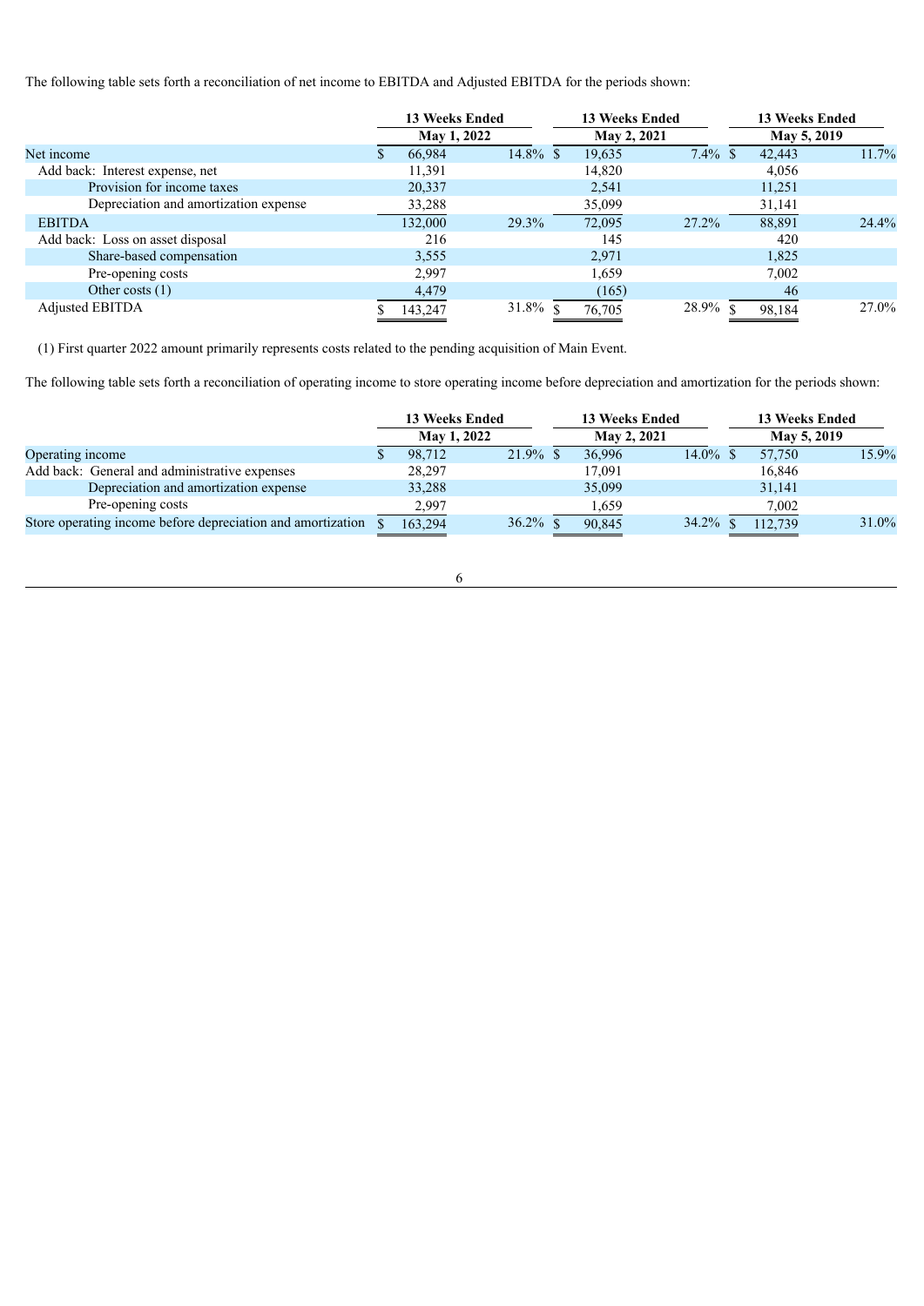The following table sets forth a reconciliation of net income to EBITDA and Adjusted EBITDA for the periods shown:

| | 13 Weeks Ended May 1, 2022 | | 13 Weeks Ended May 2, 2021 | | 13 Weeks Ended May 5, 2019 | |
|---|---|---|---|---|---|---|
| Net income | $ 66,984 | 14.8% | $ 19,635 | 7.4% | $ 42,443 | 11.7% |
| Add back: Interest expense, net | 11,391 | | 14,820 | | 4,056 | |
| Provision for income taxes | 20,337 | | 2,541 | | 11,251 | |
| Depreciation and amortization expense | 33,288 | | 35,099 | | 31,141 | |
| EBITDA | 132,000 | 29.3% | 72,095 | 27.2% | 88,891 | 24.4% |
| Add back: Loss on asset disposal | 216 | | 145 | | 420 | |
| Share-based compensation | 3,555 | | 2,971 | | 1,825 | |
| Pre-opening costs | 2,997 | | 1,659 | | 7,002 | |
| Other costs (1) | 4,479 | | (165) | | 46 | |
| Adjusted EBITDA | $ 143,247 | 31.8% | $ 76,705 | 28.9% | $ 98,184 | 27.0% |

(1) First quarter 2022 amount primarily represents costs related to the pending acquisition of Main Event.

The following table sets forth a reconciliation of operating income to store operating income before depreciation and amortization for the periods shown:

| | 13 Weeks Ended May 1, 2022 | | 13 Weeks Ended May 2, 2021 | | 13 Weeks Ended May 5, 2019 | |
|---|---|---|---|---|---|---|
| Operating income | $ 98,712 | 21.9% | $ 36,996 | 14.0% | $ 57,750 | 15.9% |
| Add back: General and administrative expenses | 28,297 | | 17,091 | | 16,846 | |
| Depreciation and amortization expense | 33,288 | | 35,099 | | 31,141 | |
| Pre-opening costs | 2,997 | | 1,659 | | 7,002 | |
| Store operating income before depreciation and amortization | $ 163,294 | 36.2% | $ 90,845 | 34.2% | $ 112,739 | 31.0% |